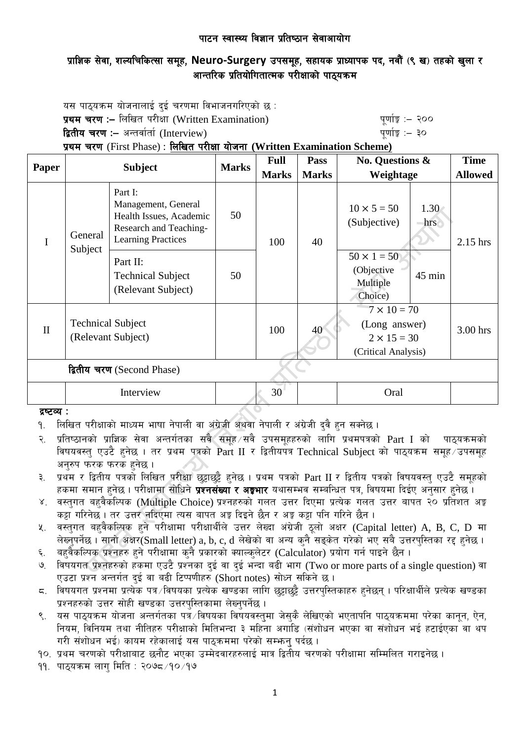# पाटन स्वास्थ्य विज्ञान प्रतिष्ठान सेवाआयोग

## प्राज्ञिक सेवा, शल्यचिकित्सा समूह, Neuro-Surgery उपसमूह, सहायक प्राध्यापक पद, नवौं (९ ख) तहको खुला र आन्तरिक प्रतियोगितात्मक परीक्षाको पाठ्यक्रम

यस पाठ्यक्रम योजनालाई दुई चरणमा विभाजनगरिएको छ :

**प्रथम चरण :–** लिखित परीक्षा (Written Examination) पूर्णाङ्क :– २००

**द्वितीय चरण :–** अन्तर्वार्ता (Interview) पूर्णाङ्क :– ३०

**प्रथम चरण** (First Phase) : **लिखित परीक्षा योजना (Written Examination Scheme)**

| Paper | Subject | | Marks | Full Marks | Pass Marks | No. Questions & Weightage | | Time Allowed |
|---|---|---|---|---|---|---|---|---|
| I | General Subject | Part I: Management, General Health Issues, Academic Research and Teaching-Learning Practices | 50 | 100 | 40 | $10 \times 5 = 50$ (Subjective) | 1.30 hrs | 2.15 hrs |
| | | Part II: Technical Subject (Relevant Subject) | 50 | | | $50 \times 1 = 50$ (Objective Multiple Choice) | 45 min | |
| II | Technical Subject (Relevant Subject) | | | 100 | 40 | $7 \times 10 = 70$ (Long answer) $2 \times 15 = 30$ (Critical Analysis) | | 3.00 hrs |
| **द्वितीय चरण** (Second Phase) | | | | | | | | |
| | Interview | | | 30 | | Oral | | |

**द्रष्टव्य :**

१. लिखित परीक्षाको माध्यम भाषा नेपाली वा अंग्रेजी अथवा नेपाली र अंग्रेजी दुवै हुन सक्नेछ ।

२. प्रतिष्ठानको प्राज्ञिक सेवा अन्तर्गतका सबै समूह/सबै उपसमूहहरुको लागि प्रथमपत्रको Part I को पाठ्यक्रमको विषयवस्तु एउटै हुनेछ । तर प्रथम पत्रको Part II र द्वितीयपत्र Technical Subject को पाठ्यक्रम समूह/उपसमूह अनुरुप फरक फरक हुनेछ ।

३. प्रथम र द्वितीय पत्रको लिखित परीक्षा छुट्टाछुट्टै हुनेछ । प्रथम पत्रको Part II र द्वितीय पत्रको विषयवस्तु एउटै समूहको हकमा समान हुनेछ । परीक्षामा सोधिने **प्रश्नसंख्या र अङ्कभार** यथासम्भव सम्बन्धित पत्र, विषयमा दिईए अनुसार हुनेछ ।

४. वस्तुगत बहुवैकल्पिक (Multiple Choice) प्रश्नहरुको गलत उत्तर दिएमा प्रत्येक गलत उत्तर बापत २० प्रतिशत अङ्क कट्टा गरिनेछ । तर उत्तर नदिएमा त्यस बापत अङ्क दिइने छैन र अङ्क कट्टा पनि गरिने छैन ।

५. वस्तुगत बहुवैकल्पिक हुने परीक्षामा परीक्षार्थीले उत्तर लेख्दा अंग्रेजी ठूलो अक्षर (Capital letter) A, B, C, D मा लेख्नुपर्नेछ । सानो अक्षर(Small letter) a, b, c, d लेखेको वा अन्य कुनै सङ्केत गरेको भए सबै उत्तरपुस्तिका रद्द हुनेछ ।

६. बहुवैकल्पिक प्रश्नहरु हुने परीक्षामा कुनै प्रकारको क्याल्कुलेटर (Calculator) प्रयोग गर्न पाइने छैन ।

७. विषयगत प्रश्नहरुको हकमा एउटै प्रश्नका दुई वा दुई भन्दा बढी भाग (Two or more parts of a single question) वा एउटा प्रश्न अन्तर्गत दुई वा बढी टिप्पणीहरु (Short notes) सोध्न सकिने छ ।

८. विषयगत प्रश्नमा प्रत्येक पत्र/विषयका प्रत्येक खण्डका लागि छुट्टाछुट्टै उत्तरपुस्तिकाहरु हुनेछन् । परिक्षार्थीले प्रत्येक खण्डका प्रश्नहरुको उत्तर सोही खण्डका उत्तरपुस्तिकामा लेख्नुपर्नेछ ।

९. यस पाठ्यक्रम योजना अन्तर्गतका पत्र/विषयका विषयवस्तुमा जेसुकै लेखिएको भएतापनि पाठ्यक्रममा परेका कानून, ऐन, नियम, विनियम तथा नीतिहरु परीक्षाको मितिभन्दा ३ महिना अगाडि (संशोधन भएका वा संशोधन भई हटाईएका वा थप गरी संशोधन भई) कायम रहेकालाई यस पाठ्कममा परेको सम्झनु पर्दछ ।

१०. प्रथम चरणको परीक्षाबाट छनौट भएका उम्मेदवारहरुलाई मात्र द्वितीय चरणको परीक्षामा सम्मिलित गराइनेछ ।

११. पाठ्यक्रम लागु मिति : २०७८/१०/१७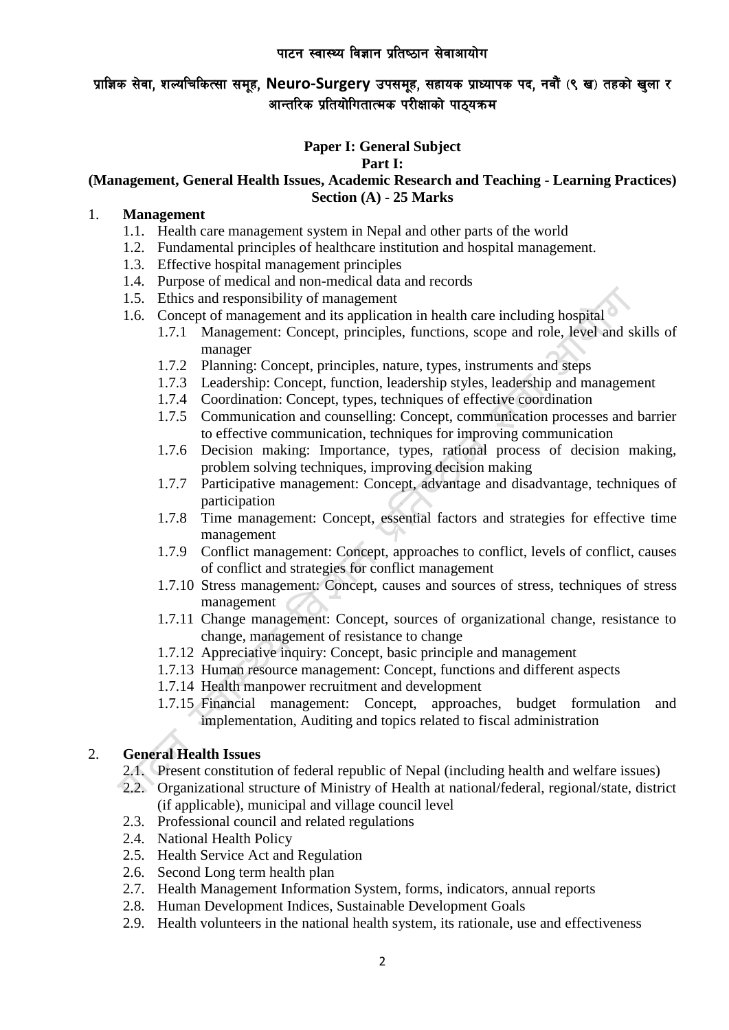पाटन स्वास्थ्य विज्ञान प्रतिष्ठान सेवाआयोग

प्राज्ञिक सेवा, शल्यचिकित्सा समूह, **Neuro-Surgery** उपसमूह, सहायक प्राध्यापक पद, नवौं (९ ख) तहको खुला र आन्तरिक प्रतियोगितात्मक परीक्षाको पाठ्यक्रम

## Paper I: General Subject

### Part I:

### (Management, General Health Issues, Academic Research and Teaching - Learning Practices)

### Section (A) - 25 Marks

1. **Management**
   - 1.1. Health care management system in Nepal and other parts of the world
   - 1.2. Fundamental principles of healthcare institution and hospital management.
   - 1.3. Effective hospital management principles
   - 1.4. Purpose of medical and non-medical data and records
   - 1.5. Ethics and responsibility of management
   - 1.6. Concept of management and its application in health care including hospital
     - 1.7.1 Management: Concept, principles, functions, scope and role, level and skills of manager
     - 1.7.2 Planning: Concept, principles, nature, types, instruments and steps
     - 1.7.3 Leadership: Concept, function, leadership styles, leadership and management
     - 1.7.4 Coordination: Concept, types, techniques of effective coordination
     - 1.7.5 Communication and counselling: Concept, communication processes and barrier to effective communication, techniques for improving communication
     - 1.7.6 Decision making: Importance, types, rational process of decision making, problem solving techniques, improving decision making
     - 1.7.7 Participative management: Concept, advantage and disadvantage, techniques of participation
     - 1.7.8 Time management: Concept, essential factors and strategies for effective time management
     - 1.7.9 Conflict management: Concept, approaches to conflict, levels of conflict, causes of conflict and strategies for conflict management
     - 1.7.10 Stress management: Concept, causes and sources of stress, techniques of stress management
     - 1.7.11 Change management: Concept, sources of organizational change, resistance to change, management of resistance to change
     - 1.7.12 Appreciative inquiry: Concept, basic principle and management
     - 1.7.13 Human resource management: Concept, functions and different aspects
     - 1.7.14 Health manpower recruitment and development
     - 1.7.15 Financial management: Concept, approaches, budget formulation and implementation, Auditing and topics related to fiscal administration

2. **General Health Issues**
   - 2.1. Present constitution of federal republic of Nepal (including health and welfare issues)
   - 2.2. Organizational structure of Ministry of Health at national/federal, regional/state, district (if applicable), municipal and village council level
   - 2.3. Professional council and related regulations
   - 2.4. National Health Policy
   - 2.5. Health Service Act and Regulation
   - 2.6. Second Long term health plan
   - 2.7. Health Management Information System, forms, indicators, annual reports
   - 2.8. Human Development Indices, Sustainable Development Goals
   - 2.9. Health volunteers in the national health system, its rationale, use and effectiveness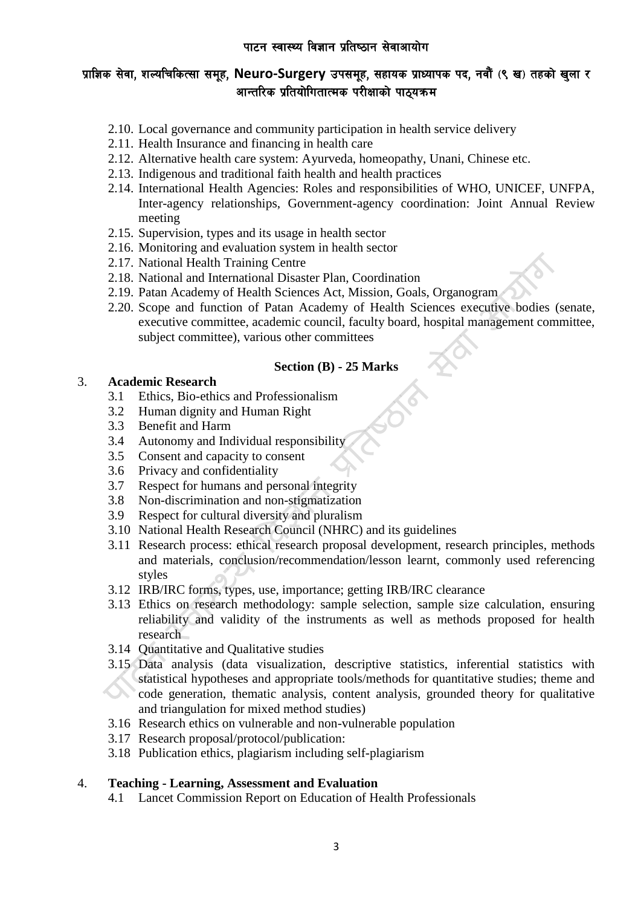2.10. Local governance and community participation in health service delivery
2.11. Health Insurance and financing in health care
2.12. Alternative health care system: Ayurveda, homeopathy, Unani, Chinese etc.
2.13. Indigenous and traditional faith health and health practices
2.14. International Health Agencies: Roles and responsibilities of WHO, UNICEF, UNFPA, Inter-agency relationships, Government-agency coordination: Joint Annual Review meeting
2.15. Supervision, types and its usage in health sector
2.16. Monitoring and evaluation system in health sector
2.17. National Health Training Centre
2.18. National and International Disaster Plan, Coordination
2.19. Patan Academy of Health Sciences Act, Mission, Goals, Organogram
2.20. Scope and function of Patan Academy of Health Sciences executive bodies (senate, executive committee, academic council, faculty board, hospital management committee, subject committee), various other committees

**Section (B) - 25 Marks**

3. **Academic Research**
   3.1 Ethics, Bio-ethics and Professionalism
   3.2 Human dignity and Human Right
   3.3 Benefit and Harm
   3.4 Autonomy and Individual responsibility
   3.5 Consent and capacity to consent
   3.6 Privacy and confidentiality
   3.7 Respect for humans and personal integrity
   3.8 Non-discrimination and non-stigmatization
   3.9 Respect for cultural diversity and pluralism
   3.10 National Health Research Council (NHRC) and its guidelines
   3.11 Research process: ethical research proposal development, research principles, methods and materials, conclusion/recommendation/lesson learnt, commonly used referencing styles
   3.12 IRB/IRC forms, types, use, importance; getting IRB/IRC clearance
   3.13 Ethics on research methodology: sample selection, sample size calculation, ensuring reliability and validity of the instruments as well as methods proposed for health research
   3.14 Quantitative and Qualitative studies
   3.15 Data analysis (data visualization, descriptive statistics, inferential statistics with statistical hypotheses and appropriate tools/methods for quantitative studies; theme and code generation, thematic analysis, content analysis, grounded theory for qualitative and triangulation for mixed method studies)
   3.16 Research ethics on vulnerable and non-vulnerable population
   3.17 Research proposal/protocol/publication:
   3.18 Publication ethics, plagiarism including self-plagiarism

4. **Teaching - Learning, Assessment and Evaluation**
   4.1 Lancet Commission Report on Education of Health Professionals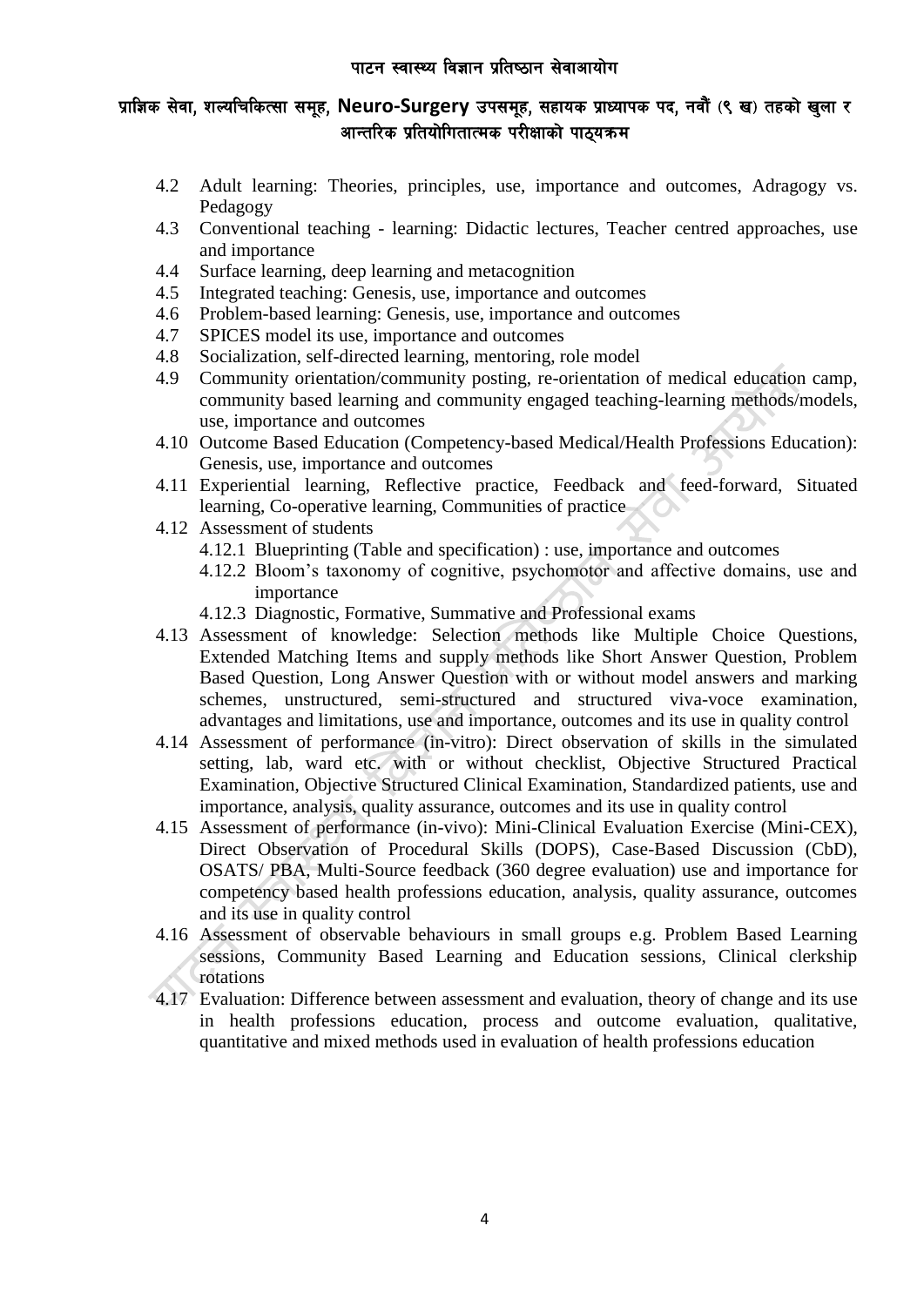4.2 Adult learning: Theories, principles, use, importance and outcomes, Adragogy vs. Pedagogy

4.3 Conventional teaching - learning: Didactic lectures, Teacher centred approaches, use and importance

4.4 Surface learning, deep learning and metacognition

4.5 Integrated teaching: Genesis, use, importance and outcomes

4.6 Problem-based learning: Genesis, use, importance and outcomes

4.7 SPICES model its use, importance and outcomes

4.8 Socialization, self-directed learning, mentoring, role model

4.9 Community orientation/community posting, re-orientation of medical education camp, community based learning and community engaged teaching-learning methods/models, use, importance and outcomes

4.10 Outcome Based Education (Competency-based Medical/Health Professions Education): Genesis, use, importance and outcomes

4.11 Experiential learning, Reflective practice, Feedback and feed-forward, Situated learning, Co-operative learning, Communities of practice

4.12 Assessment of students

- 4.12.1 Blueprinting (Table and specification) : use, importance and outcomes
- 4.12.2 Bloom's taxonomy of cognitive, psychomotor and affective domains, use and importance
- 4.12.3 Diagnostic, Formative, Summative and Professional exams

4.13 Assessment of knowledge: Selection methods like Multiple Choice Questions, Extended Matching Items and supply methods like Short Answer Question, Problem Based Question, Long Answer Question with or without model answers and marking schemes, unstructured, semi-structured and structured viva-voce examination, advantages and limitations, use and importance, outcomes and its use in quality control

4.14 Assessment of performance (in-vitro): Direct observation of skills in the simulated setting, lab, ward etc. with or without checklist, Objective Structured Practical Examination, Objective Structured Clinical Examination, Standardized patients, use and importance, analysis, quality assurance, outcomes and its use in quality control

4.15 Assessment of performance (in-vivo): Mini-Clinical Evaluation Exercise (Mini-CEX), Direct Observation of Procedural Skills (DOPS), Case-Based Discussion (CbD), OSATS/ PBA, Multi-Source feedback (360 degree evaluation) use and importance for competency based health professions education, analysis, quality assurance, outcomes and its use in quality control

4.16 Assessment of observable behaviours in small groups e.g. Problem Based Learning sessions, Community Based Learning and Education sessions, Clinical clerkship rotations

4.17 Evaluation: Difference between assessment and evaluation, theory of change and its use in health professions education, process and outcome evaluation, qualitative, quantitative and mixed methods used in evaluation of health professions education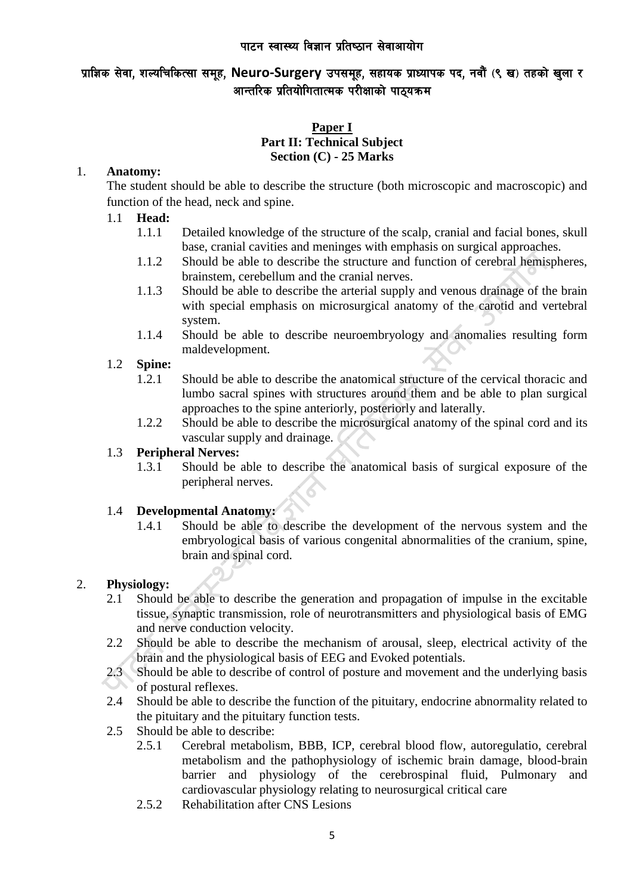पाटन स्वास्थ्य विज्ञान प्रतिष्ठान सेवाआयोग

प्राज्ञिक सेवा, शल्यचिकित्सा समूह, **Neuro-Surgery** उपसमूह, सहायक प्राध्यापक पद, नवौं (९ ख) तहको खुला र आन्तरिक प्रतियोगितात्मक परीक्षाको पाठ्यक्रम

**Paper I**
**Part II: Technical Subject**
**Section (C) - 25 Marks**

1. **Anatomy:**
   The student should be able to describe the structure (both microscopic and macroscopic) and function of the head, neck and spine.

   1.1 **Head:**
      - 1.1.1 Detailed knowledge of the structure of the scalp, cranial and facial bones, skull base, cranial cavities and meninges with emphasis on surgical approaches.
      - 1.1.2 Should be able to describe the structure and function of cerebral hemispheres, brainstem, cerebellum and the cranial nerves.
      - 1.1.3 Should be able to describe the arterial supply and venous drainage of the brain with special emphasis on microsurgical anatomy of the carotid and vertebral system.
      - 1.1.4 Should be able to describe neuroembryology and anomalies resulting form maldevelopment.

   1.2 **Spine:**
      - 1.2.1 Should be able to describe the anatomical structure of the cervical thoracic and lumbo sacral spines with structures around them and be able to plan surgical approaches to the spine anteriorly, posteriorly and laterally.
      - 1.2.2 Should be able to describe the microsurgical anatomy of the spinal cord and its vascular supply and drainage.

   1.3 **Peripheral Nerves:**
      - 1.3.1 Should be able to describe the anatomical basis of surgical exposure of the peripheral nerves.

   1.4 **Developmental Anatomy:**
      - 1.4.1 Should be able to describe the development of the nervous system and the embryological basis of various congenital abnormalities of the cranium, spine, brain and spinal cord.

2. **Physiology:**
   - 2.1 Should be able to describe the generation and propagation of impulse in the excitable tissue, synaptic transmission, role of neurotransmitters and physiological basis of EMG and nerve conduction velocity.
   - 2.2 Should be able to describe the mechanism of arousal, sleep, electrical activity of the brain and the physiological basis of EEG and Evoked potentials.
   - 2.3 Should be able to describe of control of posture and movement and the underlying basis of postural reflexes.
   - 2.4 Should be able to describe the function of the pituitary, endocrine abnormality related to the pituitary and the pituitary function tests.
   - 2.5 Should be able to describe:
      - 2.5.1 Cerebral metabolism, BBB, ICP, cerebral blood flow, autoregulatio, cerebral metabolism and the pathophysiology of ischemic brain damage, blood-brain barrier and physiology of the cerebrospinal fluid, Pulmonary and cardiovascular physiology relating to neurosurgical critical care
      - 2.5.2 Rehabilitation after CNS Lesions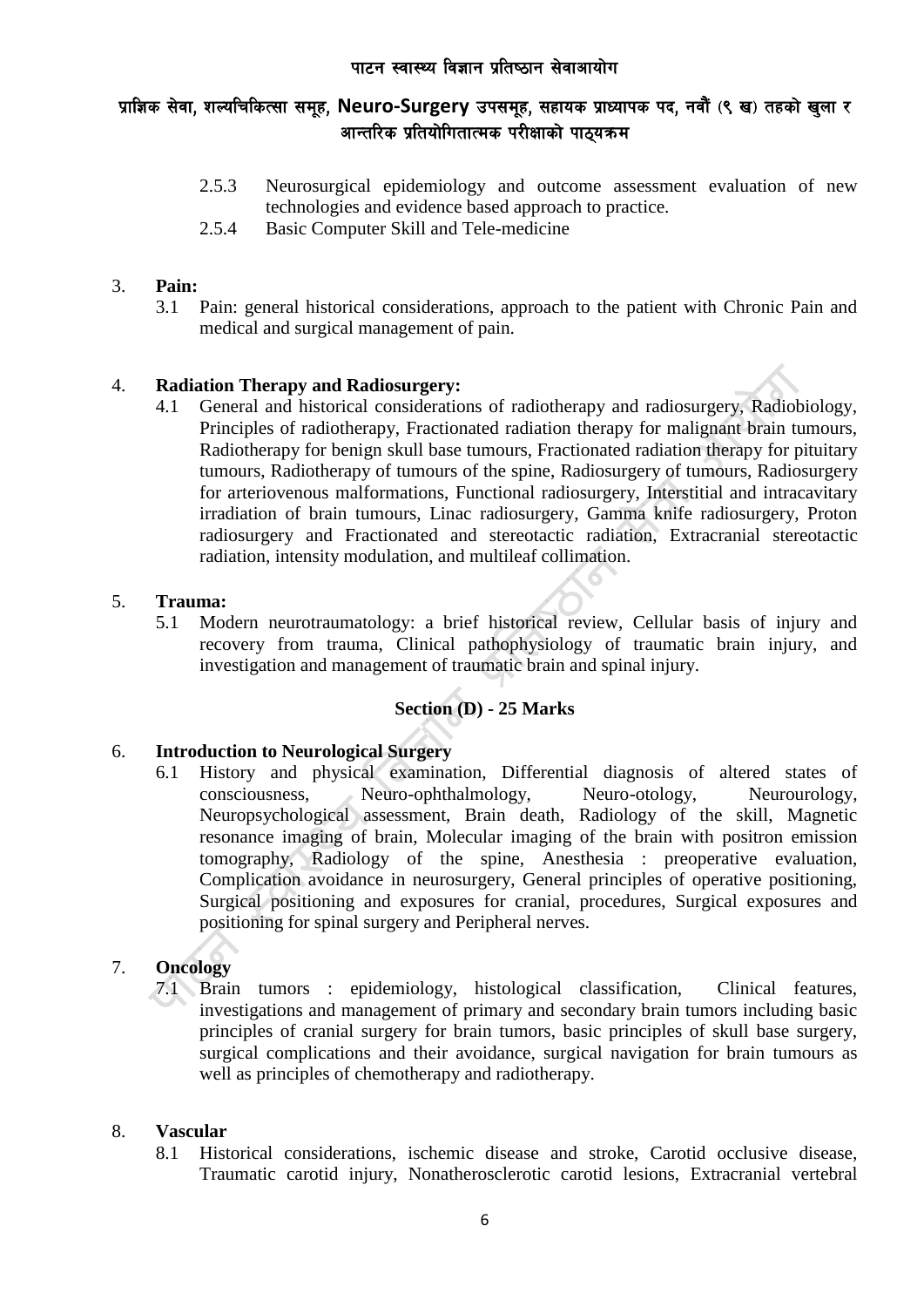2.5.3 Neurosurgical epidemiology and outcome assessment evaluation of new technologies and evidence based approach to practice.

2.5.4 Basic Computer Skill and Tele-medicine

3. **Pain:**

   3.1 Pain: general historical considerations, approach to the patient with Chronic Pain and medical and surgical management of pain.

4. **Radiation Therapy and Radiosurgery:**

   4.1 General and historical considerations of radiotherapy and radiosurgery, Radiobiology, Principles of radiotherapy, Fractionated radiation therapy for malignant brain tumours, Radiotherapy for benign skull base tumours, Fractionated radiation therapy for pituitary tumours, Radiotherapy of tumours of the spine, Radiosurgery of tumours, Radiosurgery for arteriovenous malformations, Functional radiosurgery, Interstitial and intracavitary irradiation of brain tumours, Linac radiosurgery, Gamma knife radiosurgery, Proton radiosurgery and Fractionated and stereotactic radiation, Extracranial stereotactic radiation, intensity modulation, and multileaf collimation.

5. **Trauma:**

   5.1 Modern neurotraumatology: a brief historical review, Cellular basis of injury and recovery from trauma, Clinical pathophysiology of traumatic brain injury, and investigation and management of traumatic brain and spinal injury.

## Section (D) - 25 Marks

6. **Introduction to Neurological Surgery**

   6.1 History and physical examination, Differential diagnosis of altered states of consciousness, Neuro-ophthalmology, Neuro-otology, Neurourology, Neuropsychological assessment, Brain death, Radiology of the skill, Magnetic resonance imaging of brain, Molecular imaging of the brain with positron emission tomography, Radiology of the spine, Anesthesia : preoperative evaluation, Complication avoidance in neurosurgery, General principles of operative positioning, Surgical positioning and exposures for cranial, procedures, Surgical exposures and positioning for spinal surgery and Peripheral nerves.

7. **Oncology**

   7.1 Brain tumors : epidemiology, histological classification, Clinical features, investigations and management of primary and secondary brain tumors including basic principles of cranial surgery for brain tumors, basic principles of skull base surgery, surgical complications and their avoidance, surgical navigation for brain tumours as well as principles of chemotherapy and radiotherapy.

8. **Vascular**

   8.1 Historical considerations, ischemic disease and stroke, Carotid occlusive disease, Traumatic carotid injury, Nonatherosclerotic carotid lesions, Extracranial vertebral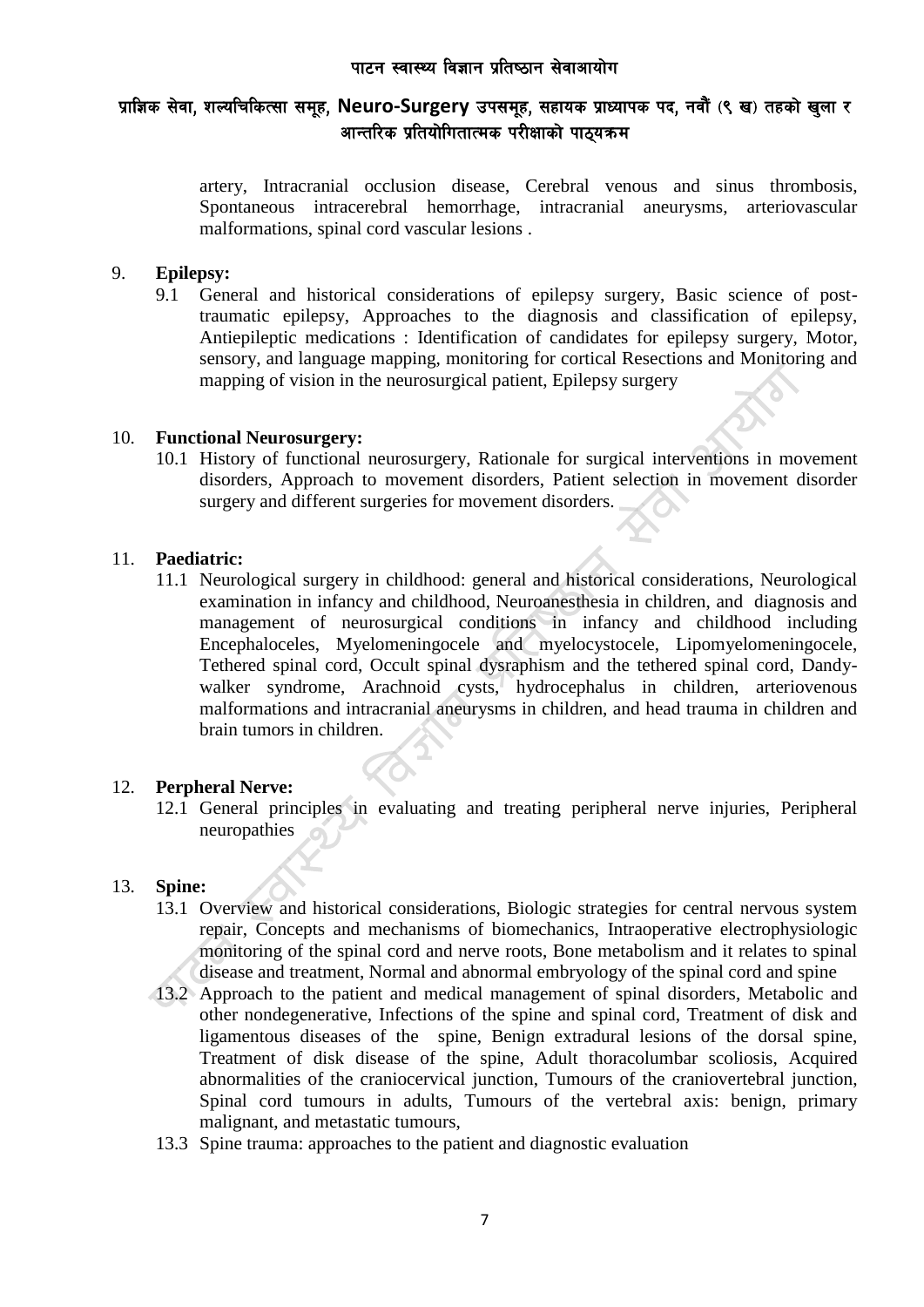artery, Intracranial occlusion disease, Cerebral venous and sinus thrombosis, Spontaneous intracerebral hemorrhage, intracranial aneurysms, arteriovascular malformations, spinal cord vascular lesions .

9. **Epilepsy:**

   9.1 General and historical considerations of epilepsy surgery, Basic science of post-traumatic epilepsy, Approaches to the diagnosis and classification of epilepsy, Antiepileptic medications : Identification of candidates for epilepsy surgery, Motor, sensory, and language mapping, monitoring for cortical Resections and Monitoring and mapping of vision in the neurosurgical patient, Epilepsy surgery

10. **Functional Neurosurgery:**

    10.1 History of functional neurosurgery, Rationale for surgical interventions in movement disorders, Approach to movement disorders, Patient selection in movement disorder surgery and different surgeries for movement disorders.

11. **Paediatric:**

    11.1 Neurological surgery in childhood: general and historical considerations, Neurological examination in infancy and childhood, Neuroanesthesia in children, and diagnosis and management of neurosurgical conditions in infancy and childhood including Encephaloceles, Myelomeningocele and myelocystocele, Lipomyelomeningocele, Tethered spinal cord, Occult spinal dysraphism and the tethered spinal cord, Dandy-walker syndrome, Arachnoid cysts, hydrocephalus in children, arteriovenous malformations and intracranial aneurysms in children, and head trauma in children and brain tumors in children.

12. **Perpheral Nerve:**

    12.1 General principles in evaluating and treating peripheral nerve injuries, Peripheral neuropathies

13. **Spine:**

    13.1 Overview and historical considerations, Biologic strategies for central nervous system repair, Concepts and mechanisms of biomechanics, Intraoperative electrophysiologic monitoring of the spinal cord and nerve roots, Bone metabolism and it relates to spinal disease and treatment, Normal and abnormal embryology of the spinal cord and spine

    13.2 Approach to the patient and medical management of spinal disorders, Metabolic and other nondegenerative, Infections of the spine and spinal cord, Treatment of disk and ligamentous diseases of the spine, Benign extradural lesions of the dorsal spine, Treatment of disk disease of the spine, Adult thoracolumbar scoliosis, Acquired abnormalities of the craniocervical junction, Tumours of the craniovertebral junction, Spinal cord tumours in adults, Tumours of the vertebral axis: benign, primary malignant, and metastatic tumours,

    13.3 Spine trauma: approaches to the patient and diagnostic evaluation